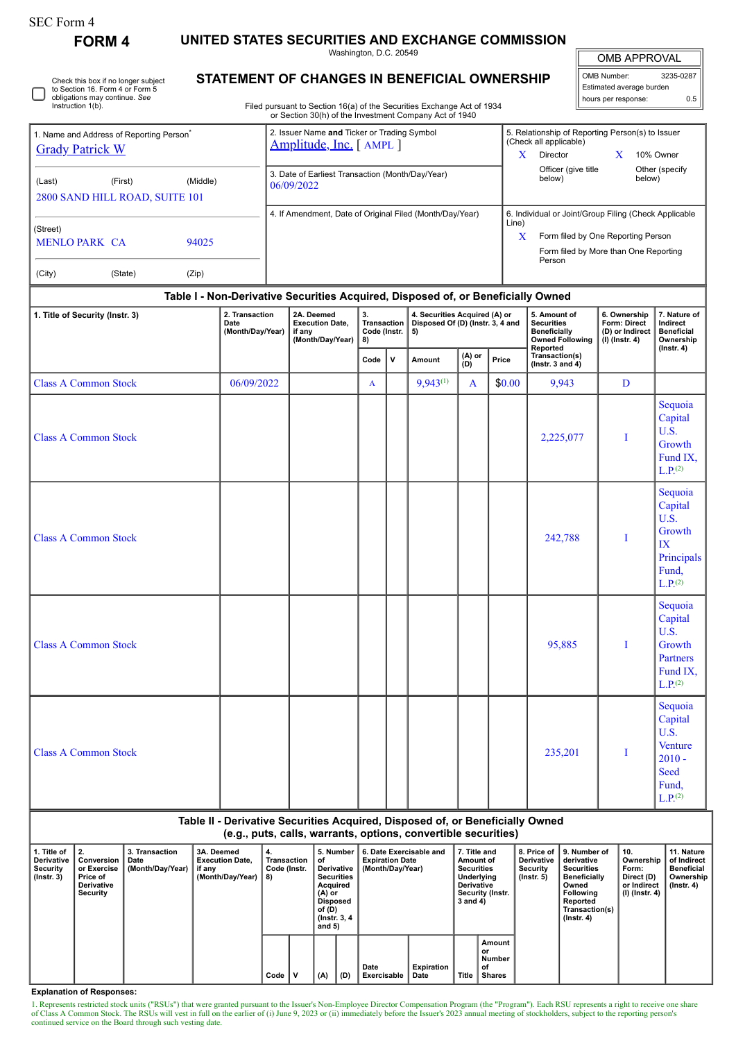SEC Form 4

# FORM 4

## UNITED STATES SECURITIES AND EXCHANGE COMMISSION

Washington, D.C. 20549

## STATEMENT OF CHANGES IN BENEFICIAL OWNERSHIP

Filed pursuant to Section 16(a) of the Securities Exchange Act of 1934 or Section 30(h) of the Investment Company Act of 1940

| OMB APPROVAL | |
|---|---|
| OMB Number: | 3235-0287 |
| Estimated average burden | |
| hours per response: | 0.5 |

☐ Check this box if no longer subject to Section 16. Form 4 or Form 5 obligations may continue. *See* Instruction 1(b).

| 1. Name and Address of Reporting Person* | 2. Issuer Name **and** Ticker or Trading Symbol | 5. Relationship of Reporting Person(s) to Issuer (Check all applicable) |
|---|---|---|
| Grady Patrick W | Amplitude, Inc. [ AMPL ] | X Director; X 10% Owner; Officer (give title below); Other (specify below) |
| (Last) (First) (Middle) 2800 SAND HILL ROAD, SUITE 101 | 3. Date of Earliest Transaction (Month/Day/Year) 06/09/2022 | |
| (Street) MENLO PARK CA 94025 | 4. If Amendment, Date of Original Filed (Month/Day/Year) | 6. Individual or Joint/Group Filing (Check Applicable Line) X Form filed by One Reporting Person; Form filed by More than One Reporting Person |
| (City) (State) (Zip) | | |

### Table I - Non-Derivative Securities Acquired, Disposed of, or Beneficially Owned

| 1. Title of Security (Instr. 3) | 2. Transaction Date (Month/Day/Year) | 2A. Deemed Execution Date, if any (Month/Day/Year) | 3. Transaction Code (Instr. 8) | | 4. Securities Acquired (A) or Disposed Of (D) (Instr. 3, 4 and 5) | | | 5. Amount of Securities Beneficially Owned Following Reported Transaction(s) (Instr. 3 and 4) | 6. Ownership Form: Direct (D) or Indirect (I) (Instr. 4) | 7. Nature of Indirect Beneficial Ownership (Instr. 4) |
|---|---|---|---|---|---|---|---|---|---|---|
| | | | Code | V | Amount | (A) or (D) | Price | | | |
| Class A Common Stock | 06/09/2022 | | A | | 9,943[(1)] | A | $0.00 | 9,943 | D | |
| Class A Common Stock | | | | | | | | 2,225,077 | I | Sequoia Capital U.S. Growth Fund IX, L.P.[(2)] |
| Class A Common Stock | | | | | | | | 242,788 | I | Sequoia Capital U.S. Growth IX Principals Fund, L.P.[(2)] |
| Class A Common Stock | | | | | | | | 95,885 | I | Sequoia Capital U.S. Growth Partners Fund IX, L.P.[(2)] |
| Class A Common Stock | | | | | | | | 235,201 | I | Sequoia Capital U.S. Venture 2010 - Seed Fund, L.P.[(2)] |

### Table II - Derivative Securities Acquired, Disposed of, or Beneficially Owned (e.g., puts, calls, warrants, options, convertible securities)

| 1. Title of Derivative Security (Instr. 3) | 2. Conversion or Exercise Price of Derivative Security | 3. Transaction Date (Month/Day/Year) | 3A. Deemed Execution Date, if any (Month/Day/Year) | 4. Transaction Code (Instr. 8) | | 5. Number of Derivative Securities Acquired (A) or Disposed of (D) (Instr. 3, 4 and 5) | | 6. Date Exercisable and Expiration Date (Month/Day/Year) | | 7. Title and Amount of Securities Underlying Derivative Security (Instr. 3 and 4) | | 8. Price of Derivative Security (Instr. 5) | 9. Number of derivative Securities Beneficially Owned Following Reported Transaction(s) (Instr. 4) | 10. Ownership Form: Direct (D) or Indirect (I) (Instr. 4) | 11. Nature of Indirect Beneficial Ownership (Instr. 4) |
|---|---|---|---|---|---|---|---|---|---|---|---|---|---|---|---|
| | | | | Code | V | (A) | (D) | Date Exercisable | Expiration Date | Title | Amount or Number of Shares | | | | |

**Explanation of Responses:**

1. Represents restricted stock units ("RSUs") that were granted pursuant to the Issuer's Non-Employee Director Compensation Program (the "Program"). Each RSU represents a right to receive one share of Class A Common Stock. The RSUs will vest in full on the earlier of (i) June 9, 2023 or (ii) immediately before the Issuer's 2023 annual meeting of stockholders, subject to the reporting person's continued service on the Board through such vesting date.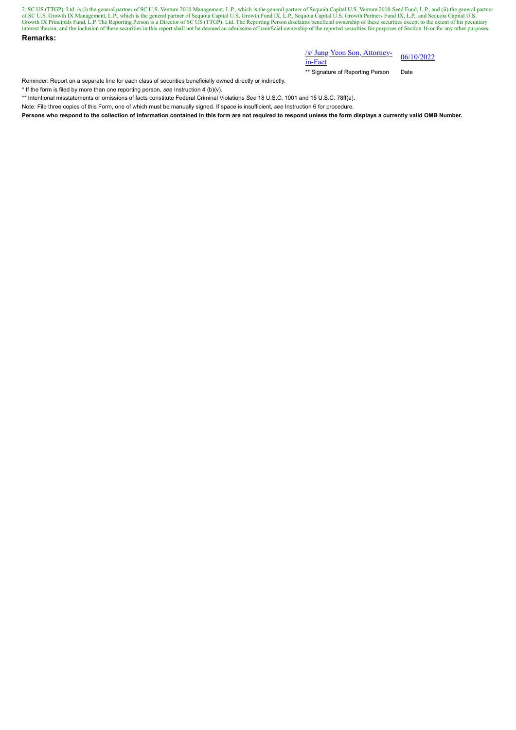2. SC US (TTGP), Ltd. is (i) the general partner of SC U.S. Venture 2010 Management, L.P., which is the general partner of Sequoia Capital U.S. Venture 2010-Seed Fund, L.P., and (ii) the general partner of SC U.S. Growth IX Management, L.P., which is the general partner of Sequoia Capital U.S. Growth Fund IX, L.P., Sequoia Capital U.S. Growth Partners Fund IX, L.P., and Sequoia Capital U.S. Growth IX Principals Fund, L.P. The Reporting Person is a Director of SC US (TTGP), Ltd. The Reporting Person disclaims beneficial ownership of these securities except to the extent of his pecuniary interest therein, and the inclusion of these securities in this report shall not be deemed an admission of beneficial ownership of the reported securities for purposes of Section 16 or for any other purposes.

**Remarks:**

| | |
|---|---|
| /s/ Jung Yeon Son, Attorney-in-Fact | 06/10/2022 |
| ** Signature of Reporting Person | Date |

Reminder: Report on a separate line for each class of securities beneficially owned directly or indirectly.

* If the form is filed by more than one reporting person, *see* Instruction 4 (b)(v).

** Intentional misstatements or omissions of facts constitute Federal Criminal Violations *See* 18 U.S.C. 1001 and 15 U.S.C. 78ff(a).

Note: File three copies of this Form, one of which must be manually signed. If space is insufficient, *see* Instruction 6 for procedure.

**Persons who respond to the collection of information contained in this form are not required to respond unless the form displays a currently valid OMB Number.**